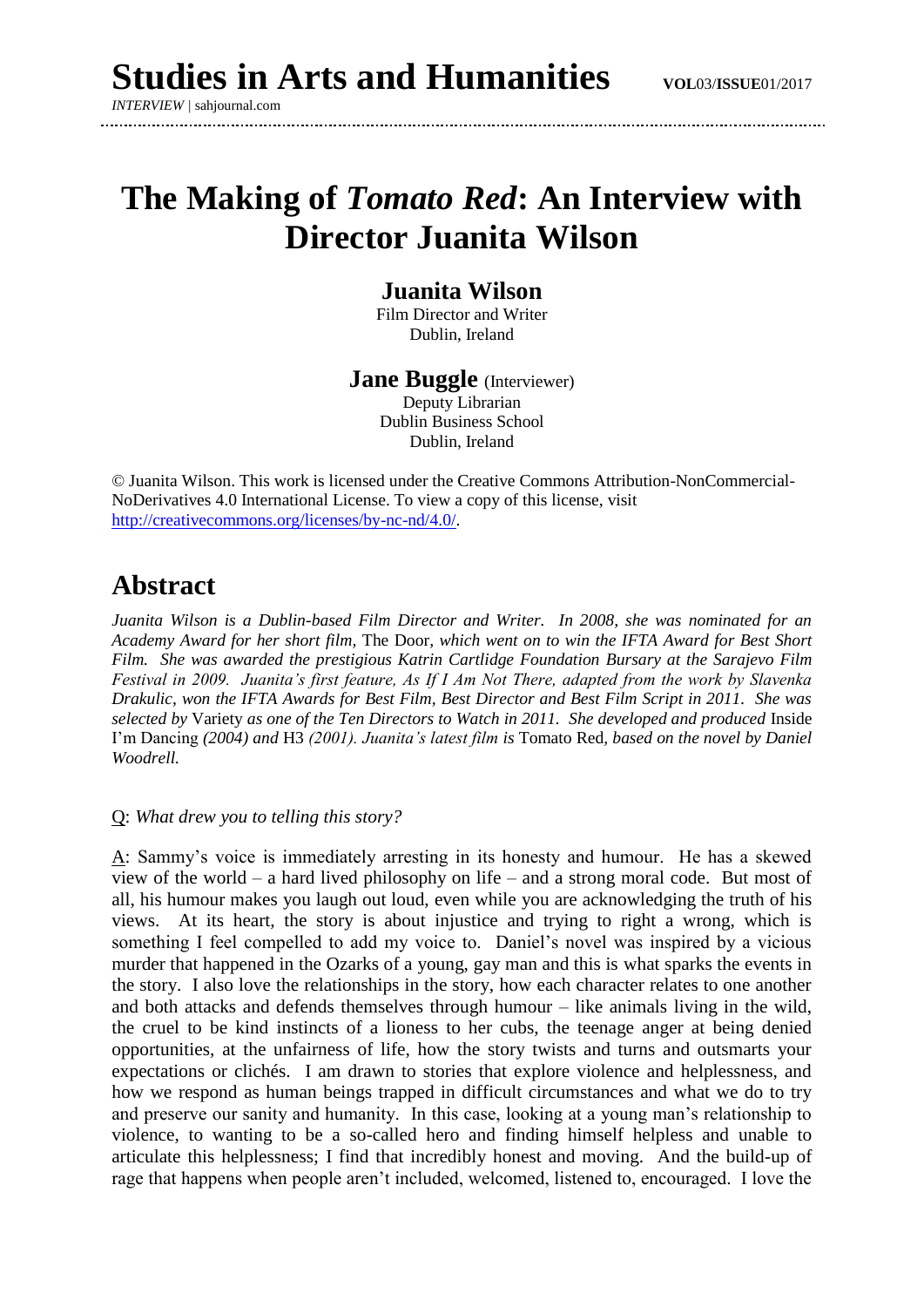# The Making of *Tomato Red*: An Interview with Director Juanita Wilson

**Juanita Wilson**
Film Director and Writer
Dublin, Ireland

**Jane Buggle** (Interviewer)
Deputy Librarian
Dublin Business School
Dublin, Ireland

© Juanita Wilson. This work is licensed under the Creative Commons Attribution-NonCommercial-NoDerivatives 4.0 International License. To view a copy of this license, visit http://creativecommons.org/licenses/by-nc-nd/4.0/.

## Abstract

*Juanita Wilson is a Dublin-based Film Director and Writer. In 2008, she was nominated for an Academy Award for her short film,* The Door, *which went on to win the IFTA Award for Best Short Film. She was awarded the prestigious Katrin Cartlidge Foundation Bursary at the Sarajevo Film Festival in 2009. Juanita's first feature, As If I Am Not There, adapted from the work by Slavenka Drakulic, won the IFTA Awards for Best Film, Best Director and Best Film Script in 2011. She was selected by* Variety *as one of the Ten Directors to Watch in 2011. She developed and produced* Inside I'm Dancing *(2004) and* H3 *(2001). Juanita's latest film is* Tomato Red, *based on the novel by Daniel Woodrell.*

Q: *What drew you to telling this story?*

A: Sammy's voice is immediately arresting in its honesty and humour. He has a skewed view of the world – a hard lived philosophy on life – and a strong moral code. But most of all, his humour makes you laugh out loud, even while you are acknowledging the truth of his views. At its heart, the story is about injustice and trying to right a wrong, which is something I feel compelled to add my voice to. Daniel's novel was inspired by a vicious murder that happened in the Ozarks of a young, gay man and this is what sparks the events in the story. I also love the relationships in the story, how each character relates to one another and both attacks and defends themselves through humour – like animals living in the wild, the cruel to be kind instincts of a lioness to her cubs, the teenage anger at being denied opportunities, at the unfairness of life, how the story twists and turns and outsmarts your expectations or clichés. I am drawn to stories that explore violence and helplessness, and how we respond as human beings trapped in difficult circumstances and what we do to try and preserve our sanity and humanity. In this case, looking at a young man's relationship to violence, to wanting to be a so-called hero and finding himself helpless and unable to articulate this helplessness; I find that incredibly honest and moving. And the build-up of rage that happens when people aren't included, welcomed, listened to, encouraged. I love the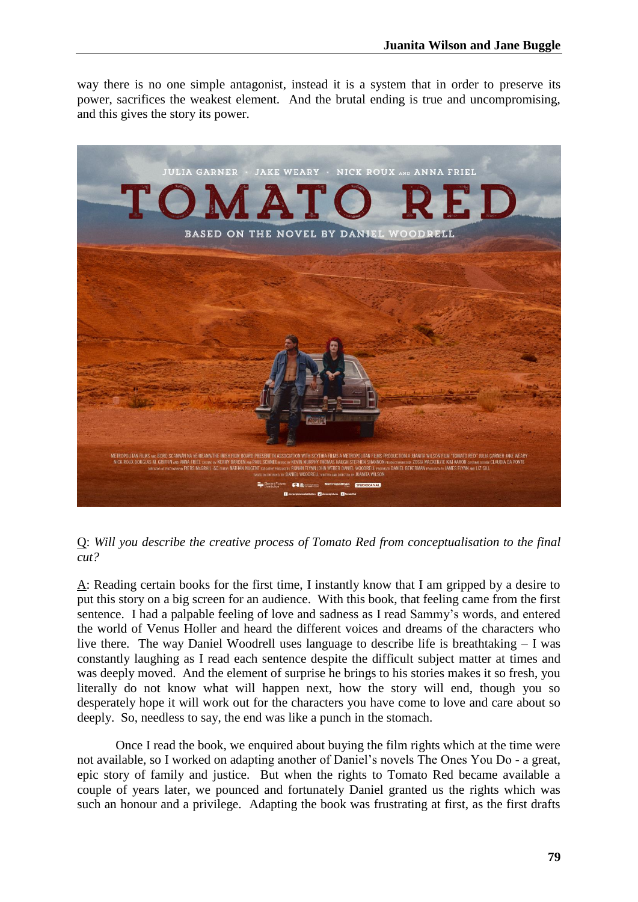way there is no one simple antagonist, instead it is a system that in order to preserve its power, sacrifices the weakest element. And the brutal ending is true and uncompromising, and this gives the story its power.

Q: *Will you describe the creative process of Tomato Red from conceptualisation to the final cut?*

A: Reading certain books for the first time, I instantly know that I am gripped by a desire to put this story on a big screen for an audience. With this book, that feeling came from the first sentence. I had a palpable feeling of love and sadness as I read Sammy's words, and entered the world of Venus Holler and heard the different voices and dreams of the characters who live there. The way Daniel Woodrell uses language to describe life is breathtaking – I was constantly laughing as I read each sentence despite the difficult subject matter at times and was deeply moved. And the element of surprise he brings to his stories makes it so fresh, you literally do not know what will happen next, how the story will end, though you so desperately hope it will work out for the characters you have come to love and care about so deeply. So, needless to say, the end was like a punch in the stomach.

Once I read the book, we enquired about buying the film rights which at the time were not available, so I worked on adapting another of Daniel's novels The Ones You Do - a great, epic story of family and justice. But when the rights to Tomato Red became available a couple of years later, we pounced and fortunately Daniel granted us the rights which was such an honour and a privilege. Adapting the book was frustrating at first, as the first drafts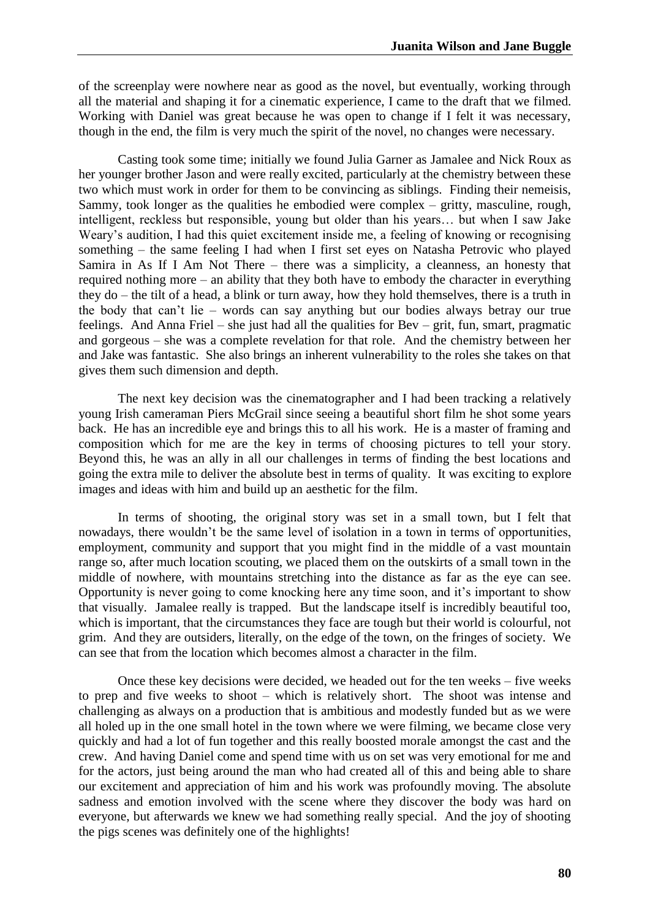of the screenplay were nowhere near as good as the novel, but eventually, working through all the material and shaping it for a cinematic experience, I came to the draft that we filmed. Working with Daniel was great because he was open to change if I felt it was necessary, though in the end, the film is very much the spirit of the novel, no changes were necessary.

Casting took some time; initially we found Julia Garner as Jamalee and Nick Roux as her younger brother Jason and were really excited, particularly at the chemistry between these two which must work in order for them to be convincing as siblings. Finding their nemeisis, Sammy, took longer as the qualities he embodied were complex – gritty, masculine, rough, intelligent, reckless but responsible, young but older than his years… but when I saw Jake Weary's audition, I had this quiet excitement inside me, a feeling of knowing or recognising something – the same feeling I had when I first set eyes on Natasha Petrovic who played Samira in As If I Am Not There – there was a simplicity, a cleanness, an honesty that required nothing more – an ability that they both have to embody the character in everything they do – the tilt of a head, a blink or turn away, how they hold themselves, there is a truth in the body that can't lie – words can say anything but our bodies always betray our true feelings. And Anna Friel – she just had all the qualities for Bev – grit, fun, smart, pragmatic and gorgeous – she was a complete revelation for that role. And the chemistry between her and Jake was fantastic. She also brings an inherent vulnerability to the roles she takes on that gives them such dimension and depth.

The next key decision was the cinematographer and I had been tracking a relatively young Irish cameraman Piers McGrail since seeing a beautiful short film he shot some years back. He has an incredible eye and brings this to all his work. He is a master of framing and composition which for me are the key in terms of choosing pictures to tell your story. Beyond this, he was an ally in all our challenges in terms of finding the best locations and going the extra mile to deliver the absolute best in terms of quality. It was exciting to explore images and ideas with him and build up an aesthetic for the film.

In terms of shooting, the original story was set in a small town, but I felt that nowadays, there wouldn't be the same level of isolation in a town in terms of opportunities, employment, community and support that you might find in the middle of a vast mountain range so, after much location scouting, we placed them on the outskirts of a small town in the middle of nowhere, with mountains stretching into the distance as far as the eye can see. Opportunity is never going to come knocking here any time soon, and it's important to show that visually. Jamalee really is trapped. But the landscape itself is incredibly beautiful too, which is important, that the circumstances they face are tough but their world is colourful, not grim. And they are outsiders, literally, on the edge of the town, on the fringes of society. We can see that from the location which becomes almost a character in the film.

Once these key decisions were decided, we headed out for the ten weeks – five weeks to prep and five weeks to shoot – which is relatively short. The shoot was intense and challenging as always on a production that is ambitious and modestly funded but as we were all holed up in the one small hotel in the town where we were filming, we became close very quickly and had a lot of fun together and this really boosted morale amongst the cast and the crew. And having Daniel come and spend time with us on set was very emotional for me and for the actors, just being around the man who had created all of this and being able to share our excitement and appreciation of him and his work was profoundly moving. The absolute sadness and emotion involved with the scene where they discover the body was hard on everyone, but afterwards we knew we had something really special. And the joy of shooting the pigs scenes was definitely one of the highlights!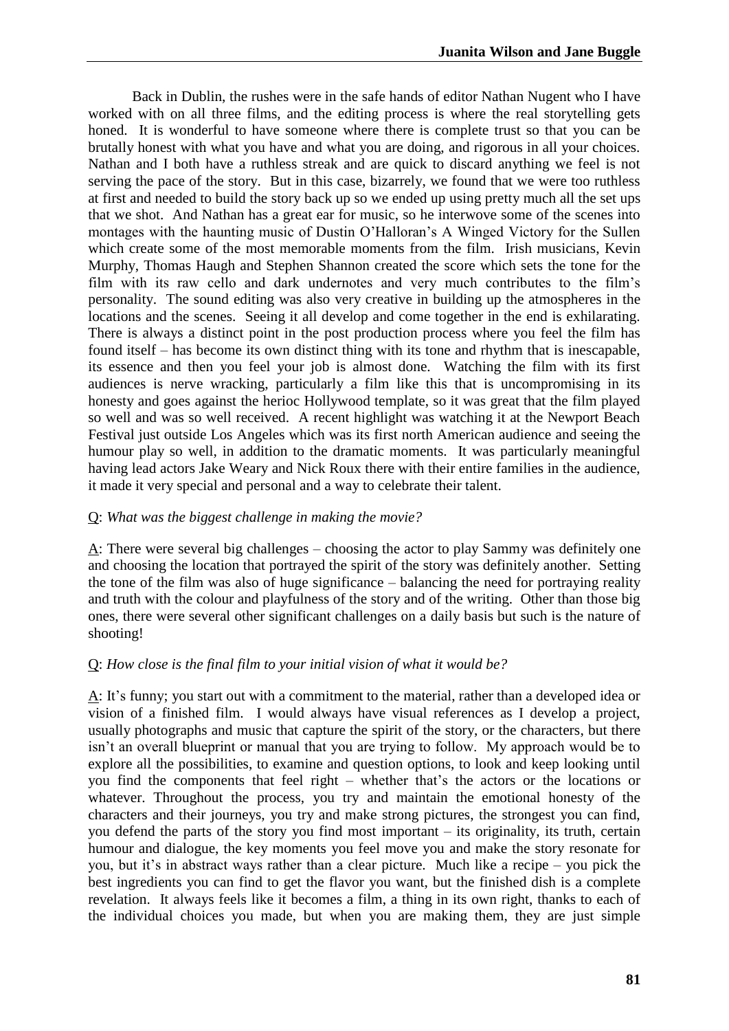Back in Dublin, the rushes were in the safe hands of editor Nathan Nugent who I have worked with on all three films, and the editing process is where the real storytelling gets honed. It is wonderful to have someone where there is complete trust so that you can be brutally honest with what you have and what you are doing, and rigorous in all your choices. Nathan and I both have a ruthless streak and are quick to discard anything we feel is not serving the pace of the story. But in this case, bizarrely, we found that we were too ruthless at first and needed to build the story back up so we ended up using pretty much all the set ups that we shot. And Nathan has a great ear for music, so he interwove some of the scenes into montages with the haunting music of Dustin O'Halloran's A Winged Victory for the Sullen which create some of the most memorable moments from the film. Irish musicians, Kevin Murphy, Thomas Haugh and Stephen Shannon created the score which sets the tone for the film with its raw cello and dark undernotes and very much contributes to the film's personality. The sound editing was also very creative in building up the atmospheres in the locations and the scenes. Seeing it all develop and come together in the end is exhilarating. There is always a distinct point in the post production process where you feel the film has found itself – has become its own distinct thing with its tone and rhythm that is inescapable, its essence and then you feel your job is almost done. Watching the film with its first audiences is nerve wracking, particularly a film like this that is uncompromising in its honesty and goes against the herioc Hollywood template, so it was great that the film played so well and was so well received. A recent highlight was watching it at the Newport Beach Festival just outside Los Angeles which was its first north American audience and seeing the humour play so well, in addition to the dramatic moments. It was particularly meaningful having lead actors Jake Weary and Nick Roux there with their entire families in the audience, it made it very special and personal and a way to celebrate their talent.

Q: *What was the biggest challenge in making the movie?*

A: There were several big challenges – choosing the actor to play Sammy was definitely one and choosing the location that portrayed the spirit of the story was definitely another. Setting the tone of the film was also of huge significance – balancing the need for portraying reality and truth with the colour and playfulness of the story and of the writing. Other than those big ones, there were several other significant challenges on a daily basis but such is the nature of shooting!

Q: *How close is the final film to your initial vision of what it would be?*

A: It's funny; you start out with a commitment to the material, rather than a developed idea or vision of a finished film. I would always have visual references as I develop a project, usually photographs and music that capture the spirit of the story, or the characters, but there isn't an overall blueprint or manual that you are trying to follow. My approach would be to explore all the possibilities, to examine and question options, to look and keep looking until you find the components that feel right – whether that's the actors or the locations or whatever. Throughout the process, you try and maintain the emotional honesty of the characters and their journeys, you try and make strong pictures, the strongest you can find, you defend the parts of the story you find most important – its originality, its truth, certain humour and dialogue, the key moments you feel move you and make the story resonate for you, but it's in abstract ways rather than a clear picture. Much like a recipe – you pick the best ingredients you can find to get the flavor you want, but the finished dish is a complete revelation. It always feels like it becomes a film, a thing in its own right, thanks to each of the individual choices you made, but when you are making them, they are just simple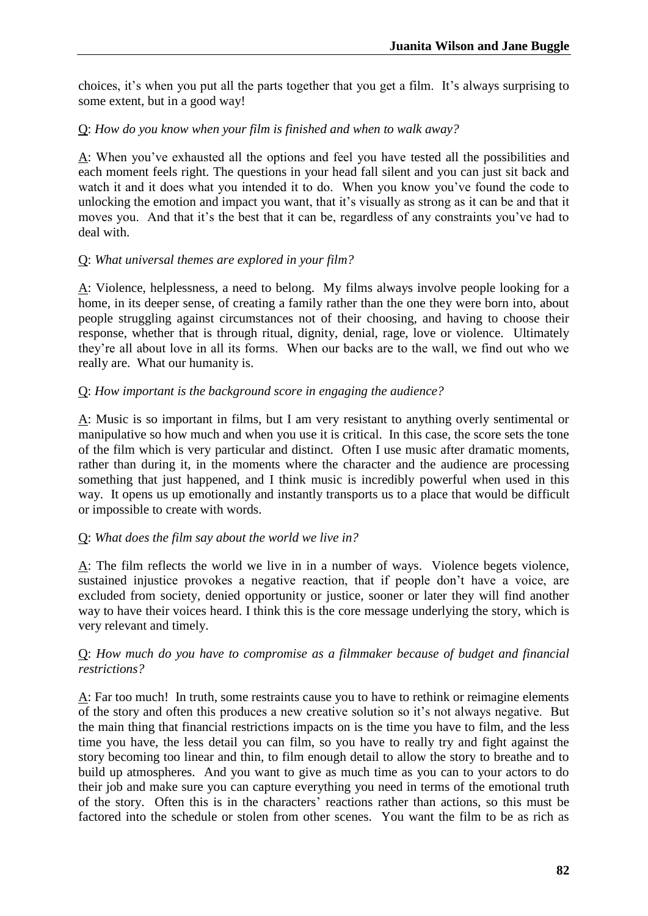choices, it's when you put all the parts together that you get a film. It's always surprising to some extent, but in a good way!

Q: *How do you know when your film is finished and when to walk away?*

A: When you've exhausted all the options and feel you have tested all the possibilities and each moment feels right. The questions in your head fall silent and you can just sit back and watch it and it does what you intended it to do. When you know you've found the code to unlocking the emotion and impact you want, that it's visually as strong as it can be and that it moves you. And that it's the best that it can be, regardless of any constraints you've had to deal with.

Q: *What universal themes are explored in your film?*

A: Violence, helplessness, a need to belong. My films always involve people looking for a home, in its deeper sense, of creating a family rather than the one they were born into, about people struggling against circumstances not of their choosing, and having to choose their response, whether that is through ritual, dignity, denial, rage, love or violence. Ultimately they're all about love in all its forms. When our backs are to the wall, we find out who we really are. What our humanity is.

Q: *How important is the background score in engaging the audience?*

A: Music is so important in films, but I am very resistant to anything overly sentimental or manipulative so how much and when you use it is critical. In this case, the score sets the tone of the film which is very particular and distinct. Often I use music after dramatic moments, rather than during it, in the moments where the character and the audience are processing something that just happened, and I think music is incredibly powerful when used in this way. It opens us up emotionally and instantly transports us to a place that would be difficult or impossible to create with words.

Q: *What does the film say about the world we live in?*

A: The film reflects the world we live in in a number of ways. Violence begets violence, sustained injustice provokes a negative reaction, that if people don't have a voice, are excluded from society, denied opportunity or justice, sooner or later they will find another way to have their voices heard. I think this is the core message underlying the story, which is very relevant and timely.

Q: *How much do you have to compromise as a filmmaker because of budget and financial restrictions?*

A: Far too much! In truth, some restraints cause you to have to rethink or reimagine elements of the story and often this produces a new creative solution so it's not always negative. But the main thing that financial restrictions impacts on is the time you have to film, and the less time you have, the less detail you can film, so you have to really try and fight against the story becoming too linear and thin, to film enough detail to allow the story to breathe and to build up atmospheres. And you want to give as much time as you can to your actors to do their job and make sure you can capture everything you need in terms of the emotional truth of the story. Often this is in the characters' reactions rather than actions, so this must be factored into the schedule or stolen from other scenes. You want the film to be as rich as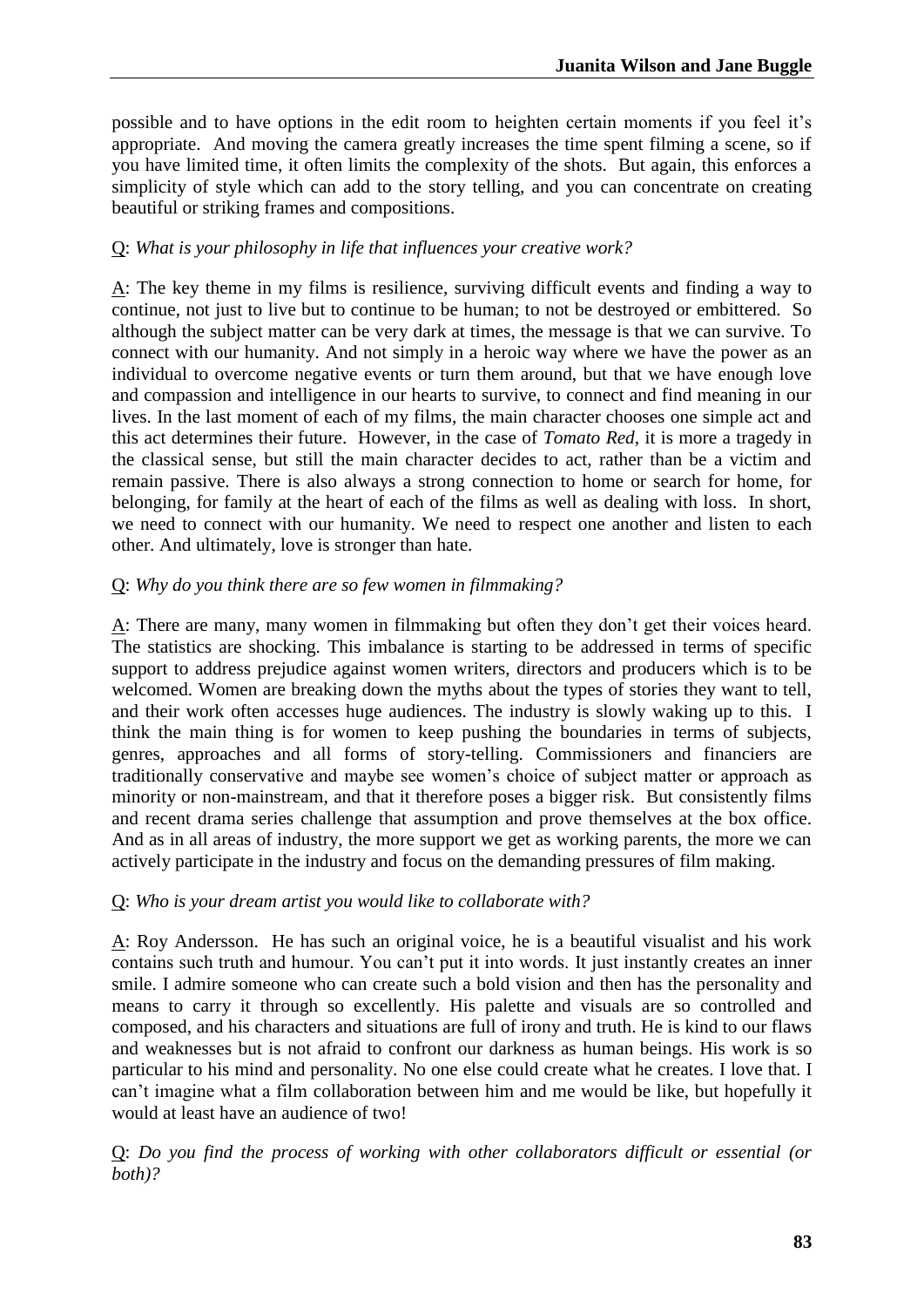possible and to have options in the edit room to heighten certain moments if you feel it's appropriate. And moving the camera greatly increases the time spent filming a scene, so if you have limited time, it often limits the complexity of the shots. But again, this enforces a simplicity of style which can add to the story telling, and you can concentrate on creating beautiful or striking frames and compositions.

Q: *What is your philosophy in life that influences your creative work?*

A: The key theme in my films is resilience, surviving difficult events and finding a way to continue, not just to live but to continue to be human; to not be destroyed or embittered. So although the subject matter can be very dark at times, the message is that we can survive. To connect with our humanity. And not simply in a heroic way where we have the power as an individual to overcome negative events or turn them around, but that we have enough love and compassion and intelligence in our hearts to survive, to connect and find meaning in our lives. In the last moment of each of my films, the main character chooses one simple act and this act determines their future. However, in the case of *Tomato Red*, it is more a tragedy in the classical sense, but still the main character decides to act, rather than be a victim and remain passive. There is also always a strong connection to home or search for home, for belonging, for family at the heart of each of the films as well as dealing with loss. In short, we need to connect with our humanity. We need to respect one another and listen to each other. And ultimately, love is stronger than hate.

Q: *Why do you think there are so few women in filmmaking?*

A: There are many, many women in filmmaking but often they don't get their voices heard. The statistics are shocking. This imbalance is starting to be addressed in terms of specific support to address prejudice against women writers, directors and producers which is to be welcomed. Women are breaking down the myths about the types of stories they want to tell, and their work often accesses huge audiences. The industry is slowly waking up to this. I think the main thing is for women to keep pushing the boundaries in terms of subjects, genres, approaches and all forms of story-telling. Commissioners and financiers are traditionally conservative and maybe see women's choice of subject matter or approach as minority or non-mainstream, and that it therefore poses a bigger risk. But consistently films and recent drama series challenge that assumption and prove themselves at the box office. And as in all areas of industry, the more support we get as working parents, the more we can actively participate in the industry and focus on the demanding pressures of film making.

Q: *Who is your dream artist you would like to collaborate with?*

A: Roy Andersson. He has such an original voice, he is a beautiful visualist and his work contains such truth and humour. You can't put it into words. It just instantly creates an inner smile. I admire someone who can create such a bold vision and then has the personality and means to carry it through so excellently. His palette and visuals are so controlled and composed, and his characters and situations are full of irony and truth. He is kind to our flaws and weaknesses but is not afraid to confront our darkness as human beings. His work is so particular to his mind and personality. No one else could create what he creates. I love that. I can't imagine what a film collaboration between him and me would be like, but hopefully it would at least have an audience of two!

Q: *Do you find the process of working with other collaborators difficult or essential (or both)?*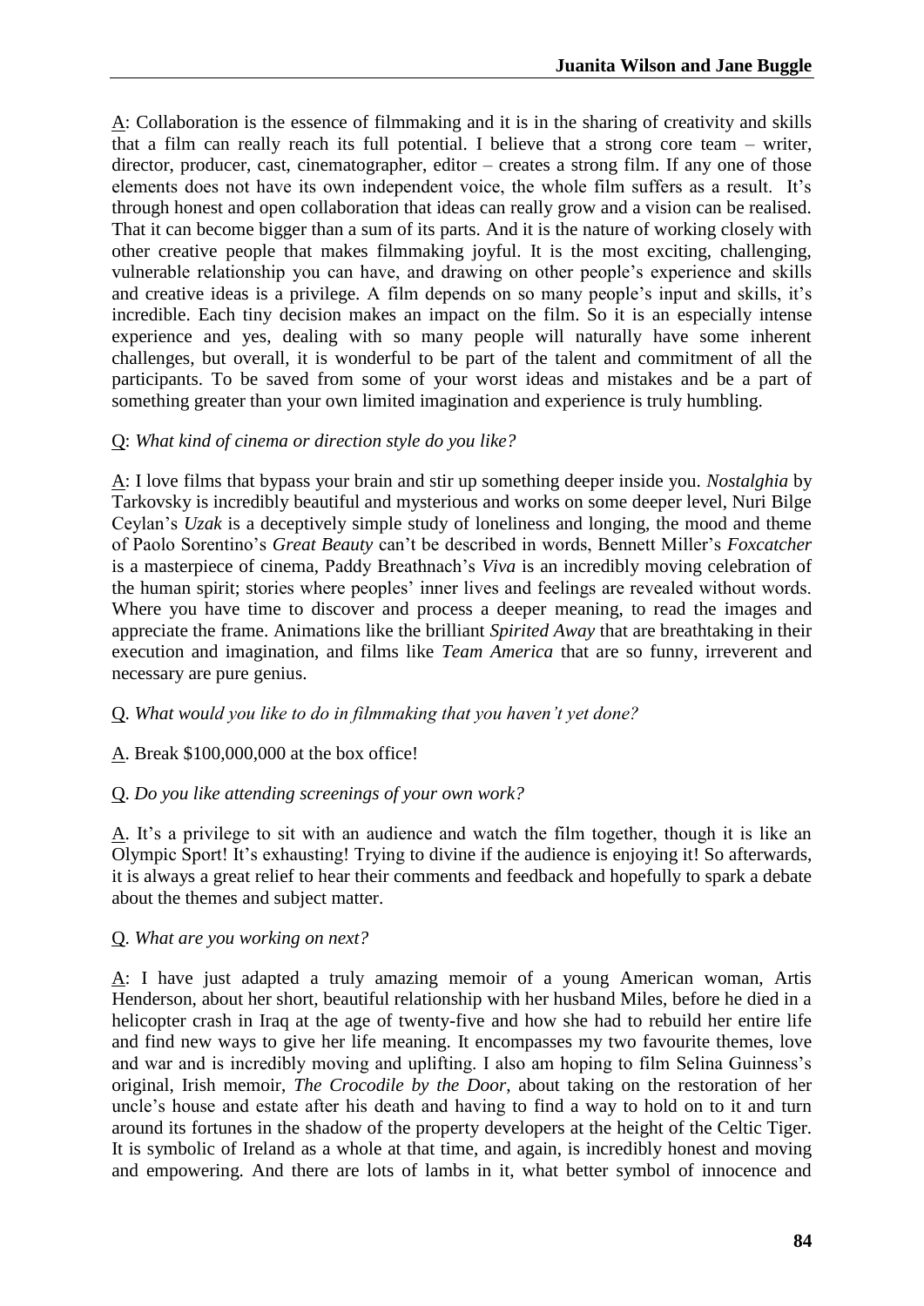A: Collaboration is the essence of filmmaking and it is in the sharing of creativity and skills that a film can really reach its full potential. I believe that a strong core team – writer, director, producer, cast, cinematographer, editor – creates a strong film. If any one of those elements does not have its own independent voice, the whole film suffers as a result. It's through honest and open collaboration that ideas can really grow and a vision can be realised. That it can become bigger than a sum of its parts. And it is the nature of working closely with other creative people that makes filmmaking joyful. It is the most exciting, challenging, vulnerable relationship you can have, and drawing on other people's experience and skills and creative ideas is a privilege. A film depends on so many people's input and skills, it's incredible. Each tiny decision makes an impact on the film. So it is an especially intense experience and yes, dealing with so many people will naturally have some inherent challenges, but overall, it is wonderful to be part of the talent and commitment of all the participants. To be saved from some of your worst ideas and mistakes and be a part of something greater than your own limited imagination and experience is truly humbling.

Q: *What kind of cinema or direction style do you like?*

A: I love films that bypass your brain and stir up something deeper inside you. *Nostalghia* by Tarkovsky is incredibly beautiful and mysterious and works on some deeper level, Nuri Bilge Ceylan's *Uzak* is a deceptively simple study of loneliness and longing, the mood and theme of Paolo Sorentino's *Great Beauty* can't be described in words, Bennett Miller's *Foxcatcher* is a masterpiece of cinema, Paddy Breathnach's *Viva* is an incredibly moving celebration of the human spirit; stories where peoples' inner lives and feelings are revealed without words. Where you have time to discover and process a deeper meaning, to read the images and appreciate the frame. Animations like the brilliant *Spirited Away* that are breathtaking in their execution and imagination, and films like *Team America* that are so funny, irreverent and necessary are pure genius.

Q. *What would you like to do in filmmaking that you haven't yet done?*

A. Break $100,000,000 at the box office!

Q. *Do you like attending screenings of your own work?*

A. It's a privilege to sit with an audience and watch the film together, though it is like an Olympic Sport! It's exhausting! Trying to divine if the audience is enjoying it! So afterwards, it is always a great relief to hear their comments and feedback and hopefully to spark a debate about the themes and subject matter.

Q. *What are you working on next?*

A: I have just adapted a truly amazing memoir of a young American woman, Artis Henderson, about her short, beautiful relationship with her husband Miles, before he died in a helicopter crash in Iraq at the age of twenty-five and how she had to rebuild her entire life and find new ways to give her life meaning. It encompasses my two favourite themes, love and war and is incredibly moving and uplifting. I also am hoping to film Selina Guinness's original, Irish memoir, *The Crocodile by the Door*, about taking on the restoration of her uncle's house and estate after his death and having to find a way to hold on to it and turn around its fortunes in the shadow of the property developers at the height of the Celtic Tiger. It is symbolic of Ireland as a whole at that time, and again, is incredibly honest and moving and empowering. And there are lots of lambs in it, what better symbol of innocence and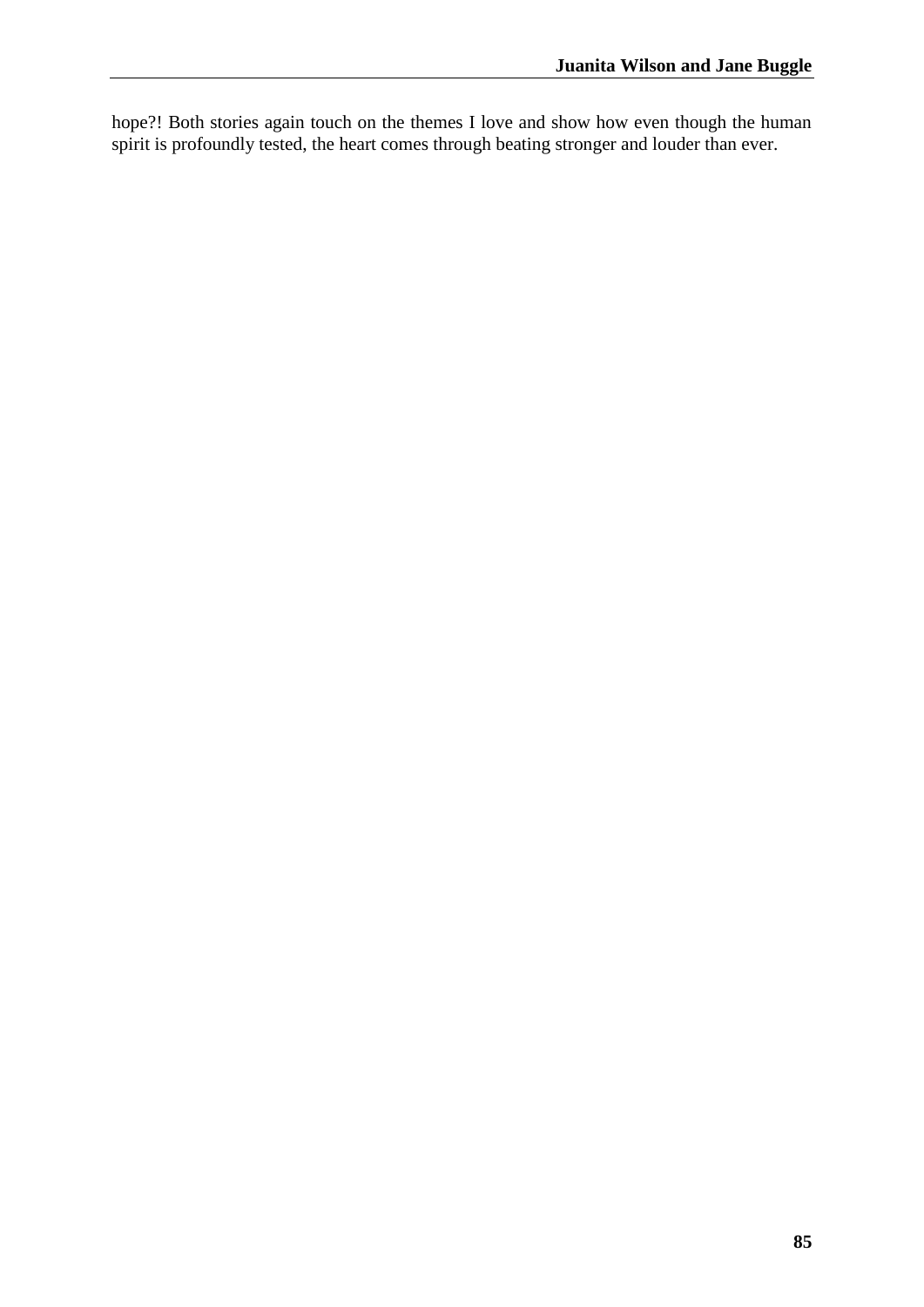hope?! Both stories again touch on the themes I love and show how even though the human spirit is profoundly tested, the heart comes through beating stronger and louder than ever.